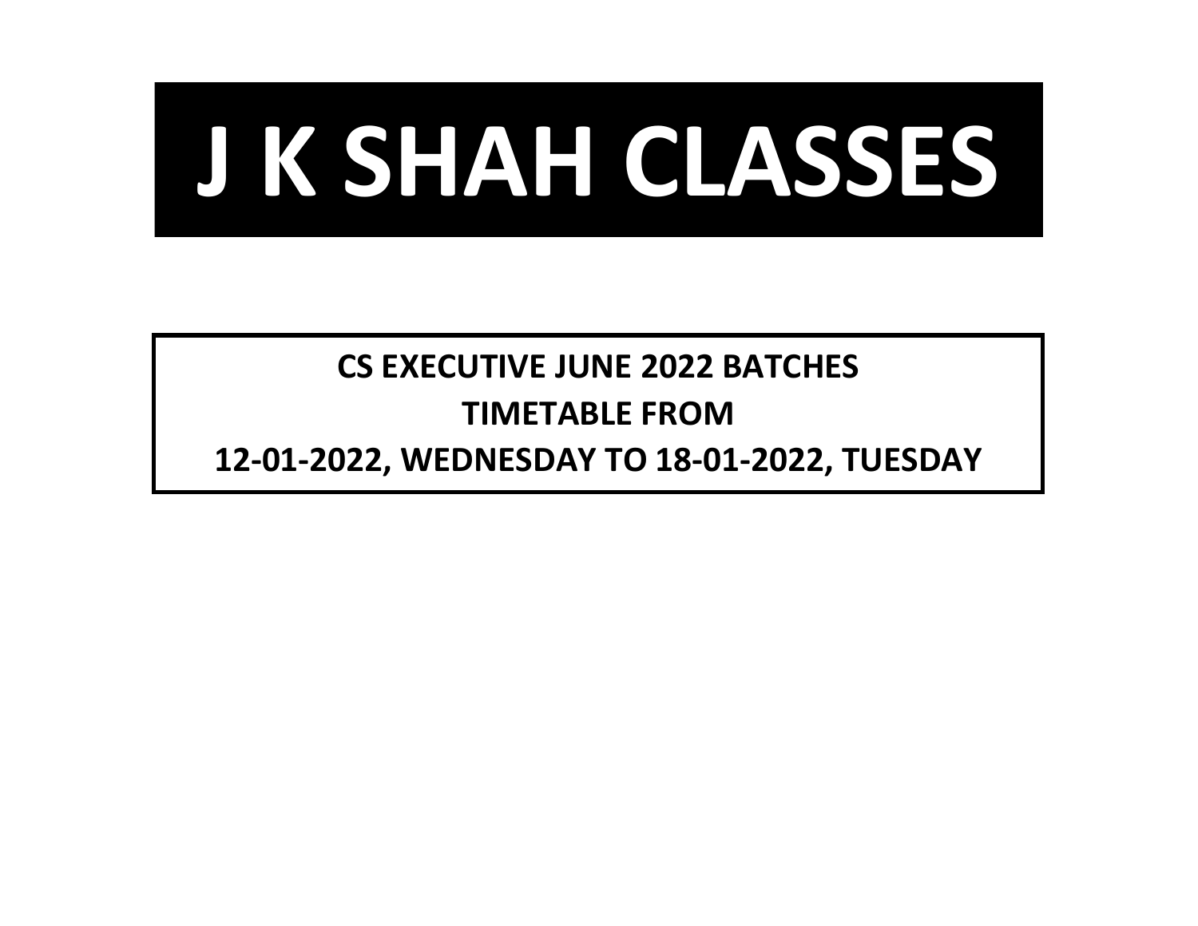# J K SHAH CLASSES

**CS EXECUTIVE JUNE 2022 BATCHES**

**TIMETABLE FROM**

**12-01-2022, WEDNESDAY TO 18-01-2022, TUESDAY**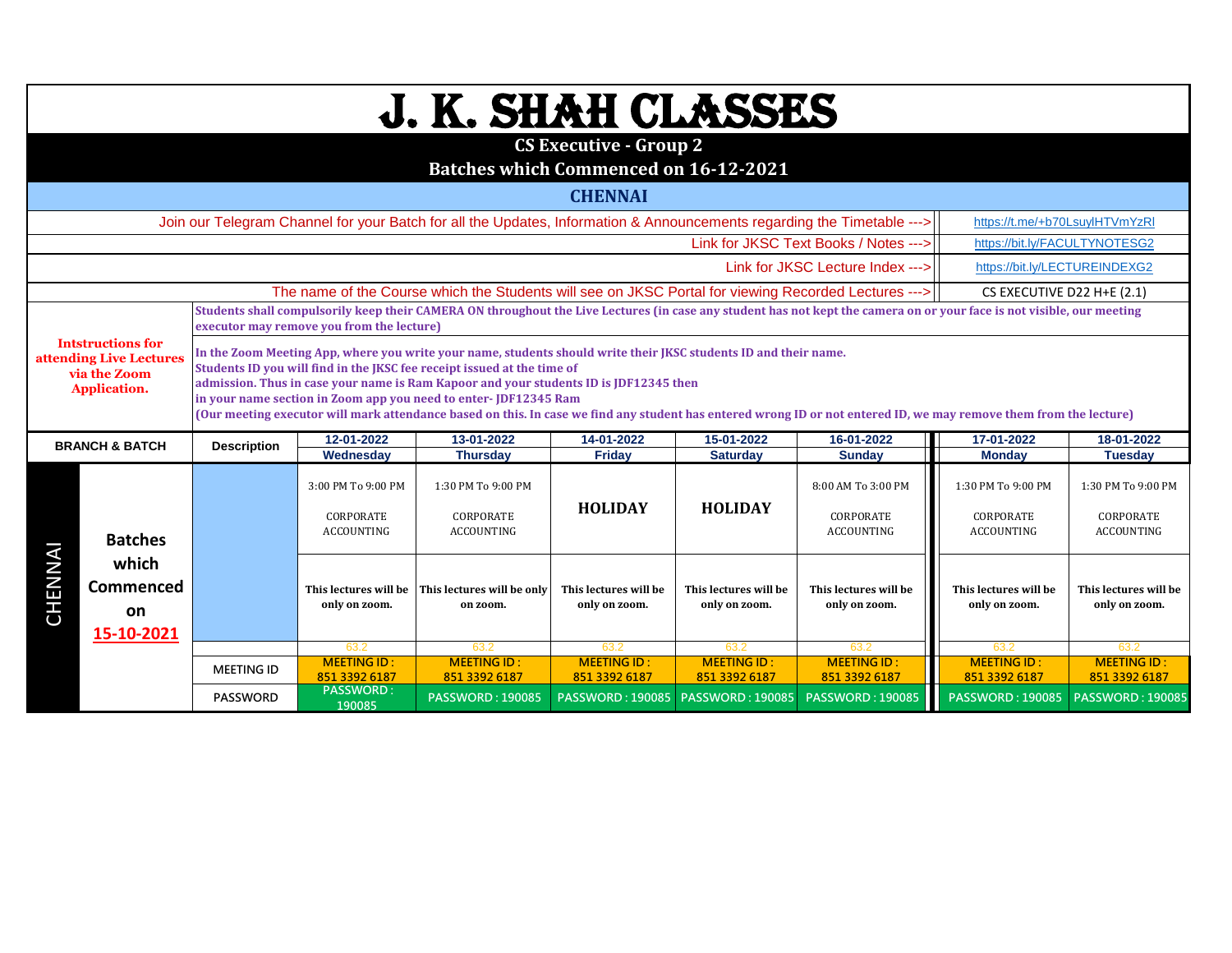# J. K. SHAH CLASSES

## CS Executive - Group 2

## Batches which Commenced on 16-12-2021

### CHENNAI

Join our Telegram Channel for your Batch for all the Updates, Information & Announcements regarding the Timetable ---> https://t.me/+b70LsuylHTVmYzRl

Link for JKSC Text Books / Notes ---> https://bit.ly/FACULTYNOTESG2

Link for JKSC Lecture Index ---> https://bit.ly/LECTUREINDEXG2

The name of the Course which the Students will see on JKSC Portal for viewing Recorded Lectures ---> CS EXECUTIVE D22 H+E (2.1)

**Intstructions for attending Live Lectures via the Zoom Application.**

**Students shall compulsorily keep their CAMERA ON throughout the Live Lectures (in case any student has not kept the camera on or your face is not visible, our meeting executor may remove you from the lecture)**

**In the Zoom Meeting App, where you write your name, students should write their JKSC students ID and their name. Students ID you will find in the JKSC fee receipt issued at the time of admission. Thus in case your name is Ram Kapoor and your students ID is JDF12345 then in your name section in Zoom app you need to enter- JDF12345 Ram**
**(Our meeting executor will mark attendance based on this. In case we find any student has entered wrong ID or not entered ID, we may remove them from the lecture)**

| BRANCH & BATCH | | Description | 12-01-2022 Wednesday | 13-01-2022 Thursday | 14-01-2022 Friday | 15-01-2022 Saturday | 16-01-2022 Sunday | 17-01-2022 Monday | 18-01-2022 Tuesday |
|---|---|---|---|---|---|---|---|---|---|
| CHENNAI | Batches which Commenced on 15-10-2021 | | 3:00 PM To 9:00 PM CORPORATE ACCOUNTING | 1:30 PM To 9:00 PM CORPORATE ACCOUNTING | HOLIDAY | HOLIDAY | 8:00 AM To 3:00 PM CORPORATE ACCOUNTING | 1:30 PM To 9:00 PM CORPORATE ACCOUNTING | 1:30 PM To 9:00 PM CORPORATE ACCOUNTING |
| | | | This lectures will be only on zoom. | This lectures will be only on zoom. | This lectures will be only on zoom. | This lectures will be only on zoom. | This lectures will be only on zoom. | This lectures will be only on zoom. | This lectures will be only on zoom. |
| | | | 63.2 | 63.2 | 63.2 | 63.2 | 63.2 | 63.2 | 63.2 |
| | | MEETING ID | MEETING ID : 851 3392 6187 | MEETING ID : 851 3392 6187 | MEETING ID : 851 3392 6187 | MEETING ID : 851 3392 6187 | MEETING ID : 851 3392 6187 | MEETING ID : 851 3392 6187 | MEETING ID : 851 3392 6187 |
| | | PASSWORD | PASSWORD : 190085 | PASSWORD : 190085 | PASSWORD : 190085 | PASSWORD : 190085 | PASSWORD : 190085 | PASSWORD : 190085 | PASSWORD : 190085 |